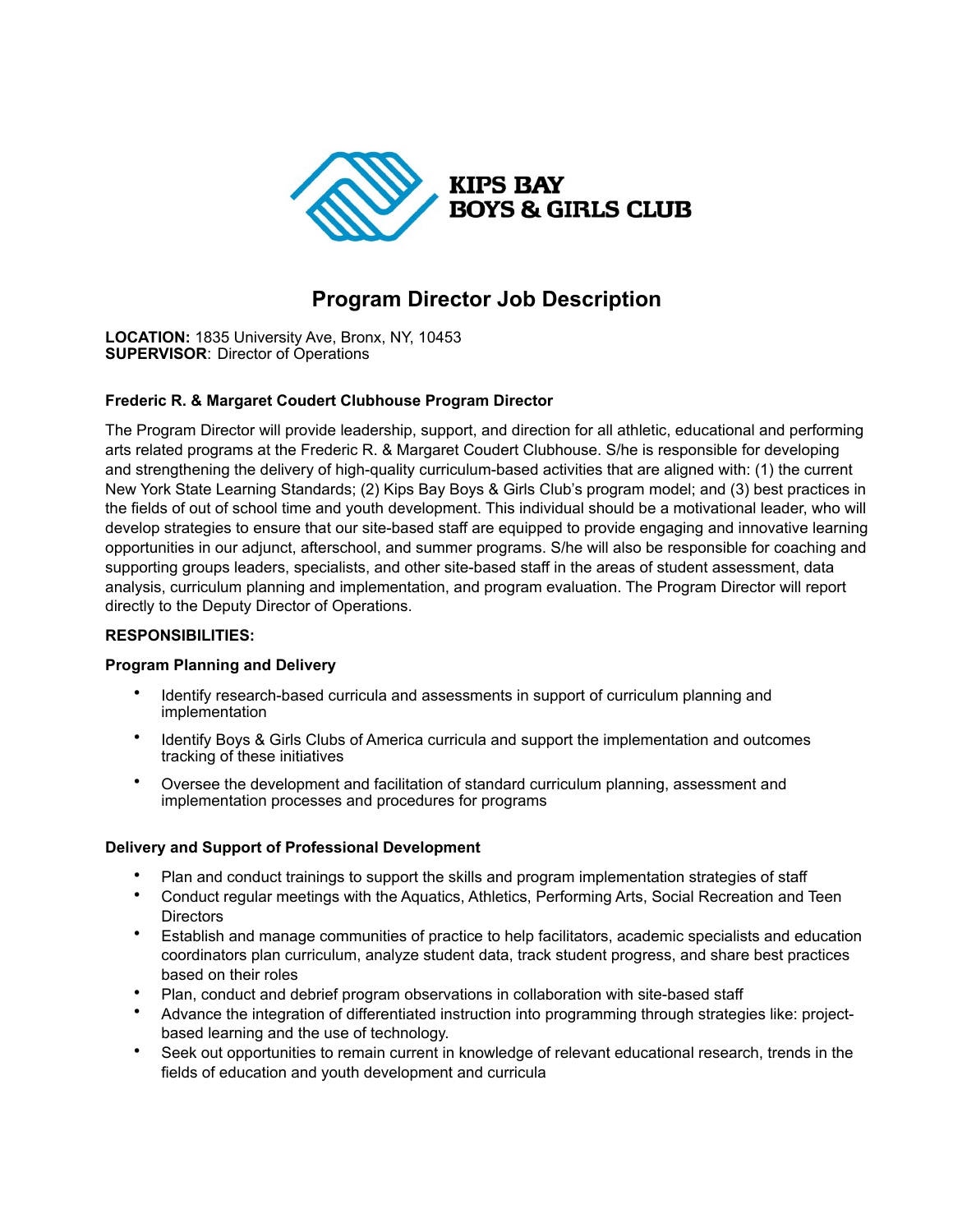KIPS BAY BOYS & GIRLS CLUB

# Program Director Job Description

**LOCATION:** 1835 University Ave, Bronx, NY, 10453
**SUPERVISOR**: Director of Operations

### Frederic R. & Margaret Coudert Clubhouse Program Director

The Program Director will provide leadership, support, and direction for all athletic, educational and performing arts related programs at the Frederic R. & Margaret Coudert Clubhouse. S/he is responsible for developing and strengthening the delivery of high-quality curriculum-based activities that are aligned with: (1) the current New York State Learning Standards; (2) Kips Bay Boys & Girls Club's program model; and (3) best practices in the fields of out of school time and youth development. This individual should be a motivational leader, who will develop strategies to ensure that our site-based staff are equipped to provide engaging and innovative learning opportunities in our adjunct, afterschool, and summer programs. S/he will also be responsible for coaching and supporting groups leaders, specialists, and other site-based staff in the areas of student assessment, data analysis, curriculum planning and implementation, and program evaluation. The Program Director will report directly to the Deputy Director of Operations.

### RESPONSIBILITIES:

#### Program Planning and Delivery

- Identify research-based curricula and assessments in support of curriculum planning and implementation
- Identify Boys & Girls Clubs of America curricula and support the implementation and outcomes tracking of these initiatives
- Oversee the development and facilitation of standard curriculum planning, assessment and implementation processes and procedures for programs

#### Delivery and Support of Professional Development

- Plan and conduct trainings to support the skills and program implementation strategies of staff
- Conduct regular meetings with the Aquatics, Athletics, Performing Arts, Social Recreation and Teen Directors
- Establish and manage communities of practice to help facilitators, academic specialists and education coordinators plan curriculum, analyze student data, track student progress, and share best practices based on their roles
- Plan, conduct and debrief program observations in collaboration with site-based staff
- Advance the integration of differentiated instruction into programming through strategies like: project-based learning and the use of technology.
- Seek out opportunities to remain current in knowledge of relevant educational research, trends in the fields of education and youth development and curricula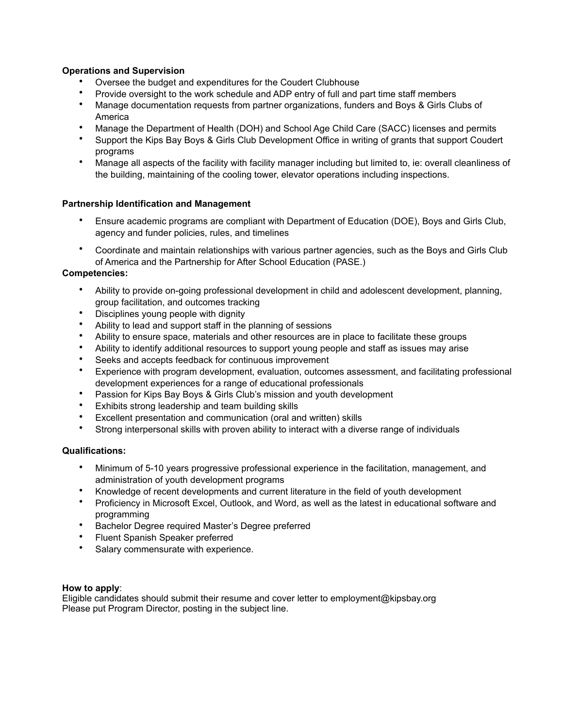**Operations and Supervision**

- Oversee the budget and expenditures for the Coudert Clubhouse
- Provide oversight to the work schedule and ADP entry of full and part time staff members
- Manage documentation requests from partner organizations, funders and Boys & Girls Clubs of America
- Manage the Department of Health (DOH) and School Age Child Care (SACC) licenses and permits
- Support the Kips Bay Boys & Girls Club Development Office in writing of grants that support Coudert programs
- Manage all aspects of the facility with facility manager including but limited to, ie: overall cleanliness of the building, maintaining of the cooling tower, elevator operations including inspections.

**Partnership Identification and Management**

- Ensure academic programs are compliant with Department of Education (DOE), Boys and Girls Club, agency and funder policies, rules, and timelines
- Coordinate and maintain relationships with various partner agencies, such as the Boys and Girls Club of America and the Partnership for After School Education (PASE.)

**Competencies:**

- Ability to provide on-going professional development in child and adolescent development, planning, group facilitation, and outcomes tracking
- Disciplines young people with dignity
- Ability to lead and support staff in the planning of sessions
- Ability to ensure space, materials and other resources are in place to facilitate these groups
- Ability to identify additional resources to support young people and staff as issues may arise
- Seeks and accepts feedback for continuous improvement
- Experience with program development, evaluation, outcomes assessment, and facilitating professional development experiences for a range of educational professionals
- Passion for Kips Bay Boys & Girls Club's mission and youth development
- Exhibits strong leadership and team building skills
- Excellent presentation and communication (oral and written) skills
- Strong interpersonal skills with proven ability to interact with a diverse range of individuals

**Qualifications:**

- Minimum of 5-10 years progressive professional experience in the facilitation, management, and administration of youth development programs
- Knowledge of recent developments and current literature in the field of youth development
- Proficiency in Microsoft Excel, Outlook, and Word, as well as the latest in educational software and programming
- Bachelor Degree required Master's Degree preferred
- Fluent Spanish Speaker preferred
- Salary commensurate with experience.

**How to apply**:
Eligible candidates should submit their resume and cover letter to employment@kipsbay.org
Please put Program Director, posting in the subject line.